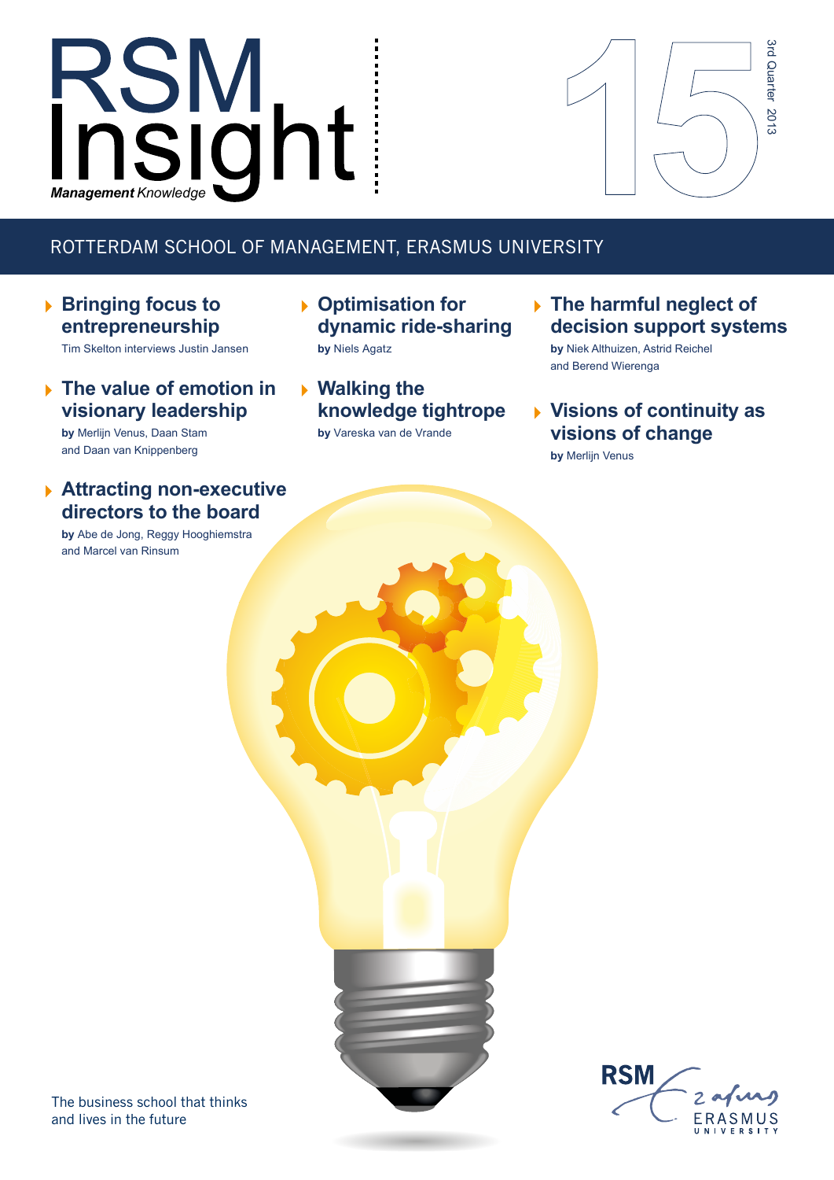# RSM Insight

*Management Knowledge*

15

3rd Quarter 2013

ROTTERDAM SCHOOL OF MANAGEMENT, ERASMUS UNIVERSITY

## Bringing focus to entrepreneurship

Tim Skelton interviews Justin Jansen

## The value of emotion in visionary leadership

**by** Merlijn Venus, Daan Stam and Daan van Knippenberg

## Attracting non-executive directors to the board

**by** Abe de Jong, Reggy Hooghiemstra and Marcel van Rinsum

## Optimisation for dynamic ride-sharing

**by** Niels Agatz

## Walking the knowledge tightrope

**by** Vareska van de Vrande

## The harmful neglect of decision support systems

**by** Niek Althuizen, Astrid Reichel and Berend Wierenga

## Visions of continuity as visions of change

**by** Merlijn Venus

The business school that thinks and lives in the future

RSM Erasmus University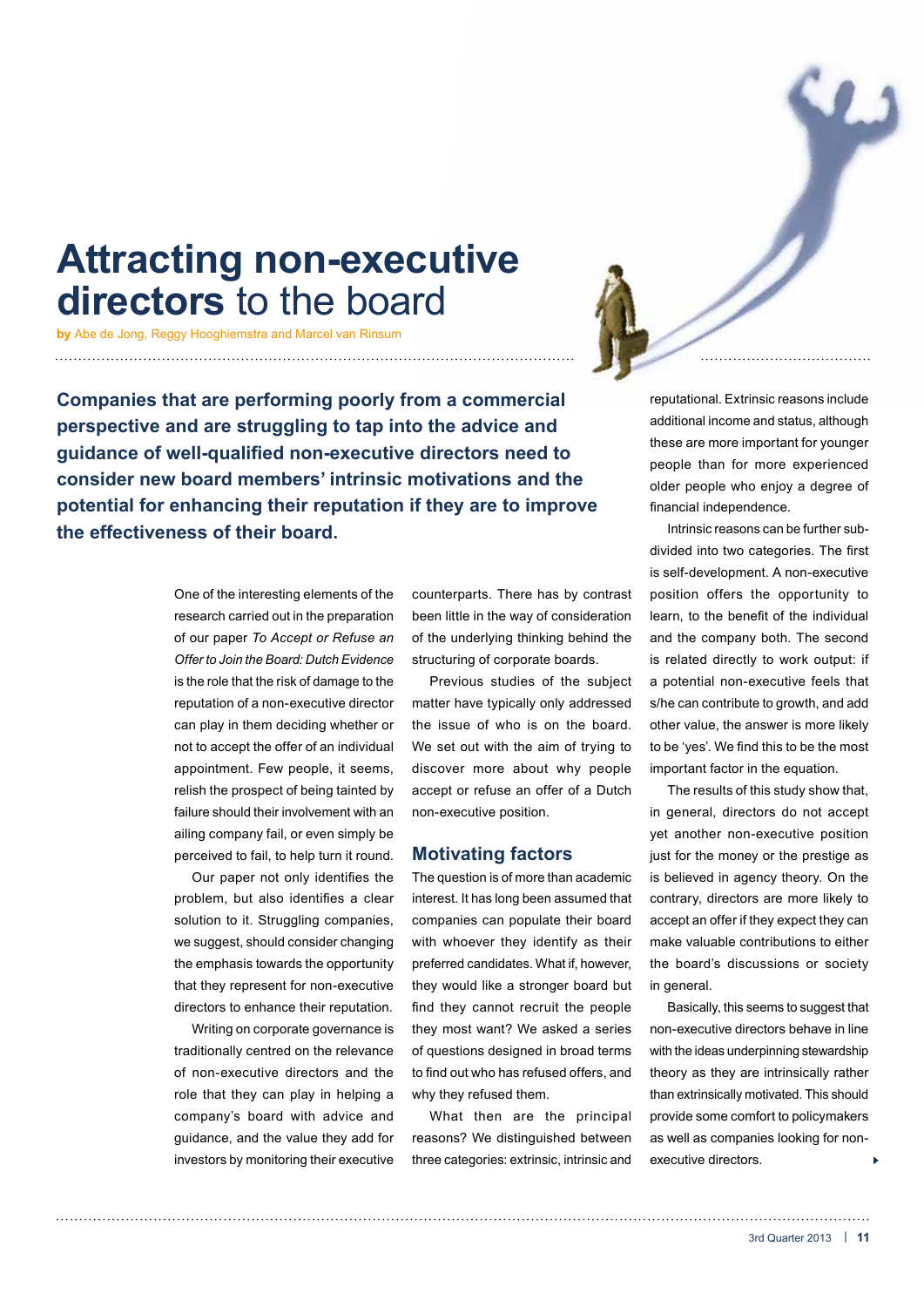# Attracting non-executive directors to the board

**by** Abe de Jong, Reggy Hooghiemstra and Marcel van Rinsum

**Companies that are performing poorly from a commercial perspective and are struggling to tap into the advice and guidance of well-qualified non-executive directors need to consider new board members' intrinsic motivations and the potential for enhancing their reputation if they are to improve the effectiveness of their board.**

One of the interesting elements of the research carried out in the preparation of our paper *To Accept or Refuse an Offer to Join the Board: Dutch Evidence* is the role that the risk of damage to the reputation of a non-executive director can play in them deciding whether or not to accept the offer of an individual appointment. Few people, it seems, relish the prospect of being tainted by failure should their involvement with an ailing company fail, or even simply be perceived to fail, to help turn it round.

Our paper not only identifies the problem, but also identifies a clear solution to it. Struggling companies, we suggest, should consider changing the emphasis towards the opportunity that they represent for non-executive directors to enhance their reputation.

Writing on corporate governance is traditionally centred on the relevance of non-executive directors and the role that they can play in helping a company's board with advice and guidance, and the value they add for investors by monitoring their executive counterparts. There has by contrast been little in the way of consideration of the underlying thinking behind the structuring of corporate boards.

Previous studies of the subject matter have typically only addressed the issue of who is on the board. We set out with the aim of trying to discover more about why people accept or refuse an offer of a Dutch non-executive position.

## Motivating factors

The question is of more than academic interest. It has long been assumed that companies can populate their board with whoever they identify as their preferred candidates. What if, however, they would like a stronger board but find they cannot recruit the people they most want? We asked a series of questions designed in broad terms to find out who has refused offers, and why they refused them.

What then are the principal reasons? We distinguished between three categories: extrinsic, intrinsic and reputational. Extrinsic reasons include additional income and status, although these are more important for younger people than for more experienced older people who enjoy a degree of financial independence.

Intrinsic reasons can be further sub-divided into two categories. The first is self-development. A non-executive position offers the opportunity to learn, to the benefit of the individual and the company both. The second is related directly to work output: if a potential non-executive feels that s/he can contribute to growth, and add other value, the answer is more likely to be 'yes'. We find this to be the most important factor in the equation.

The results of this study show that, in general, directors do not accept yet another non-executive position just for the money or the prestige as is believed in agency theory. On the contrary, directors are more likely to accept an offer if they expect they can make valuable contributions to either the board's discussions or society in general.

Basically, this seems to suggest that non-executive directors behave in line with the ideas underpinning stewardship theory as they are intrinsically rather than extrinsically motivated. This should provide some comfort to policymakers as well as companies looking for non-executive directors.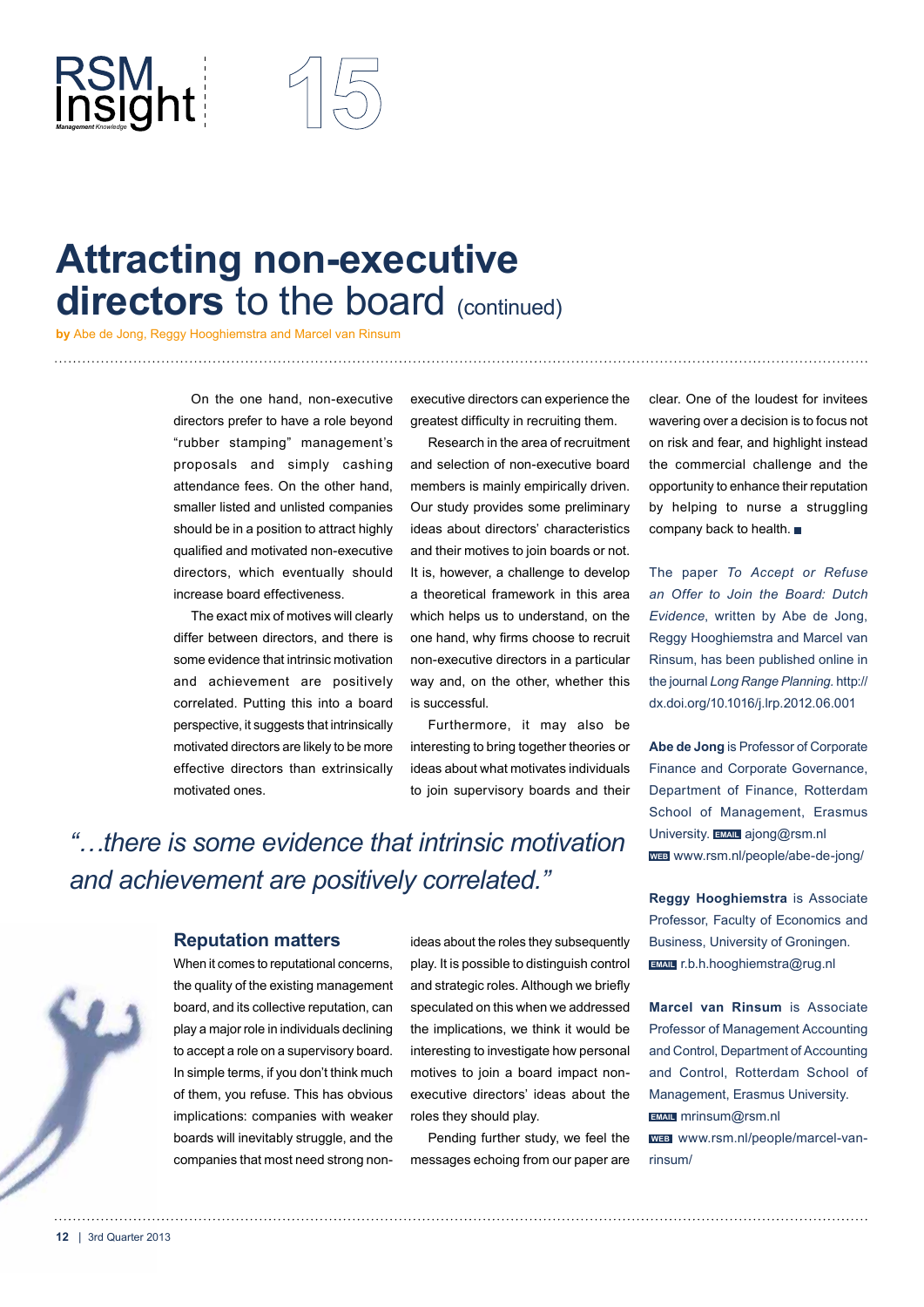# Attracting non-executive directors to the board (continued)

**by** Abe de Jong, Reggy Hooghiemstra and Marcel van Rinsum

On the one hand, non-executive directors prefer to have a role beyond "rubber stamping" management's proposals and simply cashing attendance fees. On the other hand, smaller listed and unlisted companies should be in a position to attract highly qualified and motivated non-executive directors, which eventually should increase board effectiveness.

The exact mix of motives will clearly differ between directors, and there is some evidence that intrinsic motivation and achievement are positively correlated. Putting this into a board perspective, it suggests that intrinsically motivated directors are likely to be more effective directors than extrinsically motivated ones.

> *"…there is some evidence that intrinsic motivation and achievement are positively correlated."*

## Reputation matters

When it comes to reputational concerns, the quality of the existing management board, and its collective reputation, can play a major role in individuals declining to accept a role on a supervisory board. In simple terms, if you don't think much of them, you refuse. This has obvious implications: companies with weaker boards will inevitably struggle, and the companies that most need strong non-executive directors can experience the greatest difficulty in recruiting them.

Research in the area of recruitment and selection of non-executive board members is mainly empirically driven. Our study provides some preliminary ideas about directors' characteristics and their motives to join boards or not. It is, however, a challenge to develop a theoretical framework in this area which helps us to understand, on the one hand, why firms choose to recruit non-executive directors in a particular way and, on the other, whether this is successful.

Furthermore, it may also be interesting to bring together theories or ideas about what motivates individuals to join supervisory boards and their ideas about the roles they subsequently play. It is possible to distinguish control and strategic roles. Although we briefly speculated on this when we addressed the implications, we think it would be interesting to investigate how personal motives to join a board impact non-executive directors' ideas about the roles they should play.

Pending further study, we feel the messages echoing from our paper are clear. One of the loudest for invitees wavering over a decision is to focus not on risk and fear, and highlight instead the commercial challenge and the opportunity to enhance their reputation by helping to nurse a struggling company back to health. ■

The paper *To Accept or Refuse an Offer to Join the Board: Dutch Evidence*, written by Abe de Jong, Reggy Hooghiemstra and Marcel van Rinsum, has been published online in the journal *Long Range Planning*. http://dx.doi.org/10.1016/j.lrp.2012.06.001

**Abe de Jong** is Professor of Corporate Finance and Corporate Governance, Department of Finance, Rotterdam School of Management, Erasmus University. EMAIL ajong@rsm.nl
WEB www.rsm.nl/people/abe-de-jong/

**Reggy Hooghiemstra** is Associate Professor, Faculty of Economics and Business, University of Groningen.
EMAIL r.b.h.hooghiemstra@rug.nl

**Marcel van Rinsum** is Associate Professor of Management Accounting and Control, Department of Accounting and Control, Rotterdam School of Management, Erasmus University.
EMAIL mrinsum@rsm.nl
WEB www.rsm.nl/people/marcel-van-rinsum/